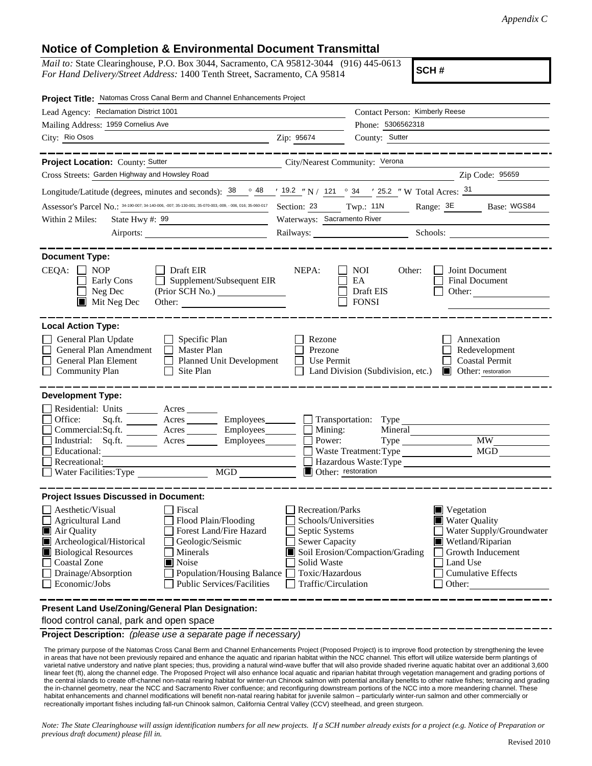*Appendix C*

## Notice of Completion & Environmental Document Transmittal

*Mail to:* State Clearinghouse, P.O. Box 3044, Sacramento, CA 95812-3044 (916) 445-0613
*For Hand Delivery/Street Address:* 1400 Tenth Street, Sacramento, CA 95814

**SCH #**

**Project Title:** Natomas Cross Canal Berm and Channel Enhancements Project

Lead Agency: Reclamation District 1001
Contact Person: Kimberly Reese
Mailing Address: 1959 Cornelius Ave
Phone: 5306562318
City: Rio Osos
Zip: 95674
County: Sutter

**Project Location:** County: Sutter
City/Nearest Community: Verona
Cross Streets: Garden Highway and Howsley Road
Zip Code: 95659
Longitude/Latitude (degrees, minutes and seconds): 38 ° 48 ′ 19.2 ″ N / 121 ° 34 ′ 25.2 ″ W Total Acres: 31
Assessor's Parcel No.: 34-190-007; 34-140-006, -007; 35-130-001; 35-070-003,-009, - 006, 016; 35-060-017
Section: 23 Twp.: 11N Range: 3E Base: WGS84
Within 2 Miles: State Hwy #: 99
Waterways: Sacramento River
Airports:
Railways:
Schools:

**Document Type:**

CEQA:
- [ ] NOP
- [ ] Early Cons
- [ ] Neg Dec
- [x] Mit Neg Dec
- [ ] Draft EIR
- [ ] Supplement/Subsequent EIR (Prior SCH No.)
- [ ] Other:

NEPA:
- [ ] NOI
- [ ] EA
- [ ] Draft EIS
- [ ] FONSI

Other:
- [ ] Joint Document
- [ ] Final Document
- [ ] Other:

**Local Action Type:**

- [ ] General Plan Update
- [ ] General Plan Amendment
- [ ] General Plan Element
- [ ] Community Plan
- [ ] Specific Plan
- [ ] Master Plan
- [ ] Planned Unit Development
- [ ] Site Plan
- [ ] Rezone
- [ ] Prezone
- [ ] Use Permit
- [ ] Land Division (Subdivision, etc.)
- [ ] Annexation
- [ ] Redevelopment
- [ ] Coastal Permit
- [x] Other: restoration

**Development Type:**

- [ ] Residential: Units ___ Acres ___
- [ ] Office: Sq.ft. ___ Acres ___ Employees ___
- [ ] Commercial: Sq.ft. ___ Acres ___ Employees ___
- [ ] Industrial: Sq.ft. ___ Acres ___ Employees ___
- [ ] Educational:
- [ ] Recreational:
- [ ] Water Facilities: Type ___ MGD ___
- [ ] Transportation: Type
- [ ] Mining: Mineral
- [ ] Power: Type ___ MW ___
- [ ] Waste Treatment: Type ___ MGD ___
- [ ] Hazardous Waste: Type
- [x] Other: restoration

**Project Issues Discussed in Document:**

- [ ] Aesthetic/Visual
- [ ] Agricultural Land
- [x] Air Quality
- [x] Archeological/Historical
- [x] Biological Resources
- [ ] Coastal Zone
- [ ] Drainage/Absorption
- [ ] Economic/Jobs
- [ ] Fiscal
- [ ] Flood Plain/Flooding
- [ ] Forest Land/Fire Hazard
- [ ] Geologic/Seismic
- [ ] Minerals
- [x] Noise
- [ ] Population/Housing Balance
- [ ] Public Services/Facilities
- [ ] Recreation/Parks
- [ ] Schools/Universities
- [ ] Septic Systems
- [ ] Sewer Capacity
- [x] Soil Erosion/Compaction/Grading
- [ ] Solid Waste
- [ ] Toxic/Hazardous
- [ ] Traffic/Circulation
- [x] Vegetation
- [x] Water Quality
- [ ] Water Supply/Groundwater
- [x] Wetland/Riparian
- [ ] Growth Inducement
- [ ] Land Use
- [ ] Cumulative Effects
- [ ] Other:

**Present Land Use/Zoning/General Plan Designation:**

flood control canal, park and open space

**Project Description:** *(please use a separate page if necessary)*

The primary purpose of the Natomas Cross Canal Berm and Channel Enhancements Project (Proposed Project) is to improve flood protection by strengthening the levee in areas that have not been previously repaired and enhance the aquatic and riparian habitat within the NCC channel. This effort will utilize waterside berm plantings of varietal native understory and native plant species; thus, providing a natural wind-wave buffer that will also provide shaded riverine aquatic habitat over an additional 3,600 linear feet (ft), along the channel edge. The Proposed Project will also enhance local aquatic and riparian habitat through vegetation management and grading portions of the central islands to create off-channel non-natal rearing habitat for winter-run Chinook salmon with potential ancillary benefits to other native fishes; terracing and grading the in-channel geometry, near the NCC and Sacramento River confluence; and reconfiguring downstream portions of the NCC into a more meandering channel. These habitat enhancements and channel modifications will benefit non-natal rearing habitat for juvenile salmon – particularly winter-run salmon and other commercially or recreationally important fishes including fall-run Chinook salmon, California Central Valley (CCV) steelhead, and green sturgeon.

*Note: The State Clearinghouse will assign identification numbers for all new projects. If a SCH number already exists for a project (e.g. Notice of Preparation or previous draft document) please fill in.*

Revised 2010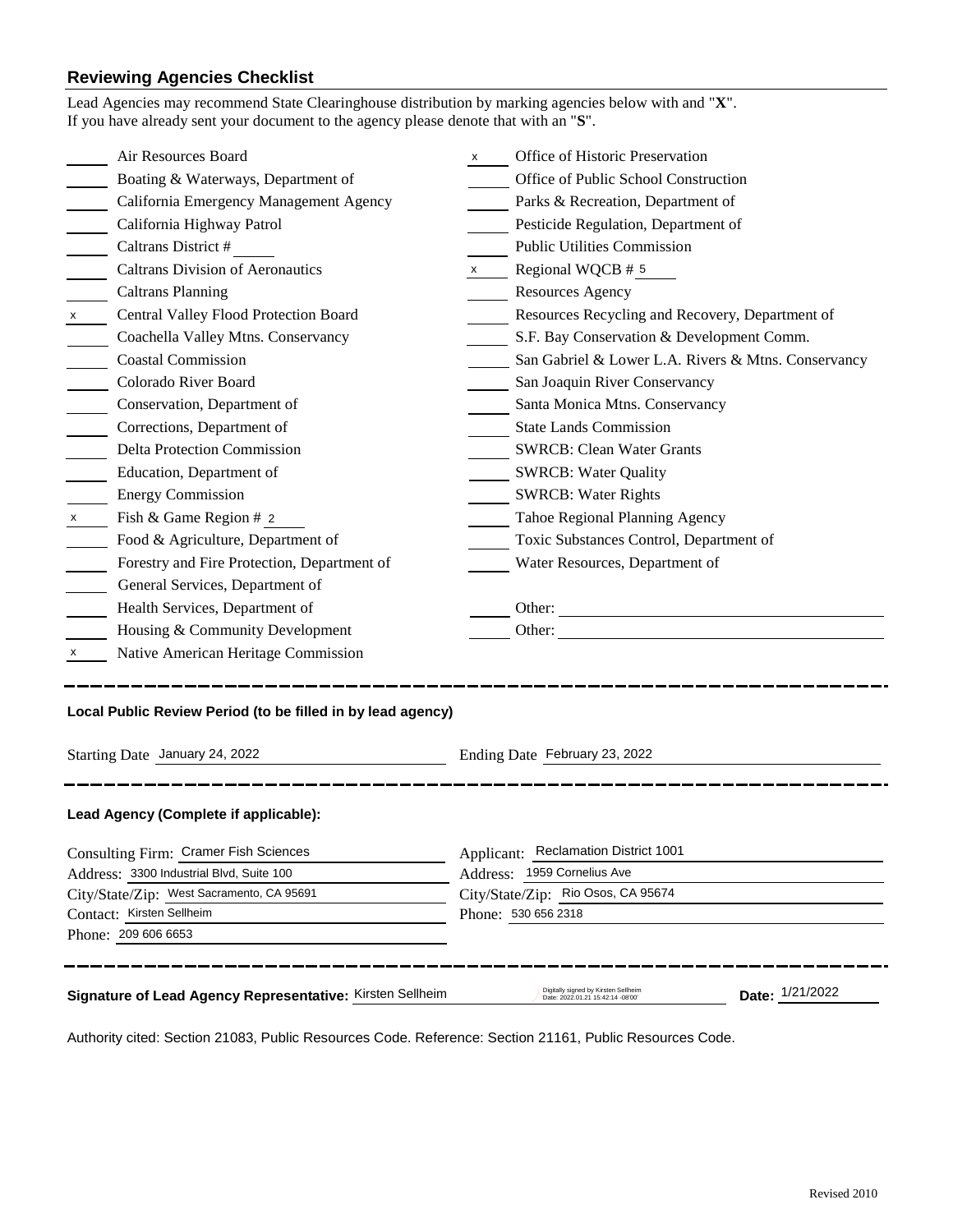## Reviewing Agencies Checklist

Lead Agencies may recommend State Clearinghouse distribution by marking agencies below with and "**X**".
If you have already sent your document to the agency please denote that with an "**S**".

| | | | |
|---|---|---|---|
| | Air Resources Board | x | Office of Historic Preservation |
| | Boating & Waterways, Department of | | Office of Public School Construction |
| | California Emergency Management Agency | | Parks & Recreation, Department of |
| | California Highway Patrol | | Pesticide Regulation, Department of |
| | Caltrans District # | | Public Utilities Commission |
| | Caltrans Division of Aeronautics | x | Regional WQCB # 5 |
| | Caltrans Planning | | Resources Agency |
| x | Central Valley Flood Protection Board | | Resources Recycling and Recovery, Department of |
| | Coachella Valley Mtns. Conservancy | | S.F. Bay Conservation & Development Comm. |
| | Coastal Commission | | San Gabriel & Lower L.A. Rivers & Mtns. Conservancy |
| | Colorado River Board | | San Joaquin River Conservancy |
| | Conservation, Department of | | Santa Monica Mtns. Conservancy |
| | Corrections, Department of | | State Lands Commission |
| | Delta Protection Commission | | SWRCB: Clean Water Grants |
| | Education, Department of | | SWRCB: Water Quality |
| | Energy Commission | | SWRCB: Water Rights |
| x | Fish & Game Region # 2 | | Tahoe Regional Planning Agency |
| | Food & Agriculture, Department of | | Toxic Substances Control, Department of |
| | Forestry and Fire Protection, Department of | | Water Resources, Department of |
| | General Services, Department of | | |
| | Health Services, Department of | | Other: |
| | Housing & Community Development | | Other: |
| x | Native American Heritage Commission | | |

---

**Local Public Review Period (to be filled in by lead agency)**

Starting Date January 24, 2022 Ending Date February 23, 2022

---

**Lead Agency (Complete if applicable):**

Consulting Firm: Cramer Fish Sciences
Address: 3300 Industrial Blvd, Suite 100
City/State/Zip: West Sacramento, CA 95691
Contact: Kirsten Sellheim
Phone: 209 606 6653

Applicant: Reclamation District 1001
Address: 1959 Cornelius Ave
City/State/Zip: Rio Osos, CA 95674
Phone: 530 656 2318

---

**Signature of Lead Agency Representative:** Kirsten Sellheim Digitally signed by Kirsten Sellheim Date: 2022.01.21 15:42:14 -08'00' **Date:** 1/21/2022

Authority cited: Section 21083, Public Resources Code. Reference: Section 21161, Public Resources Code.

Revised 2010